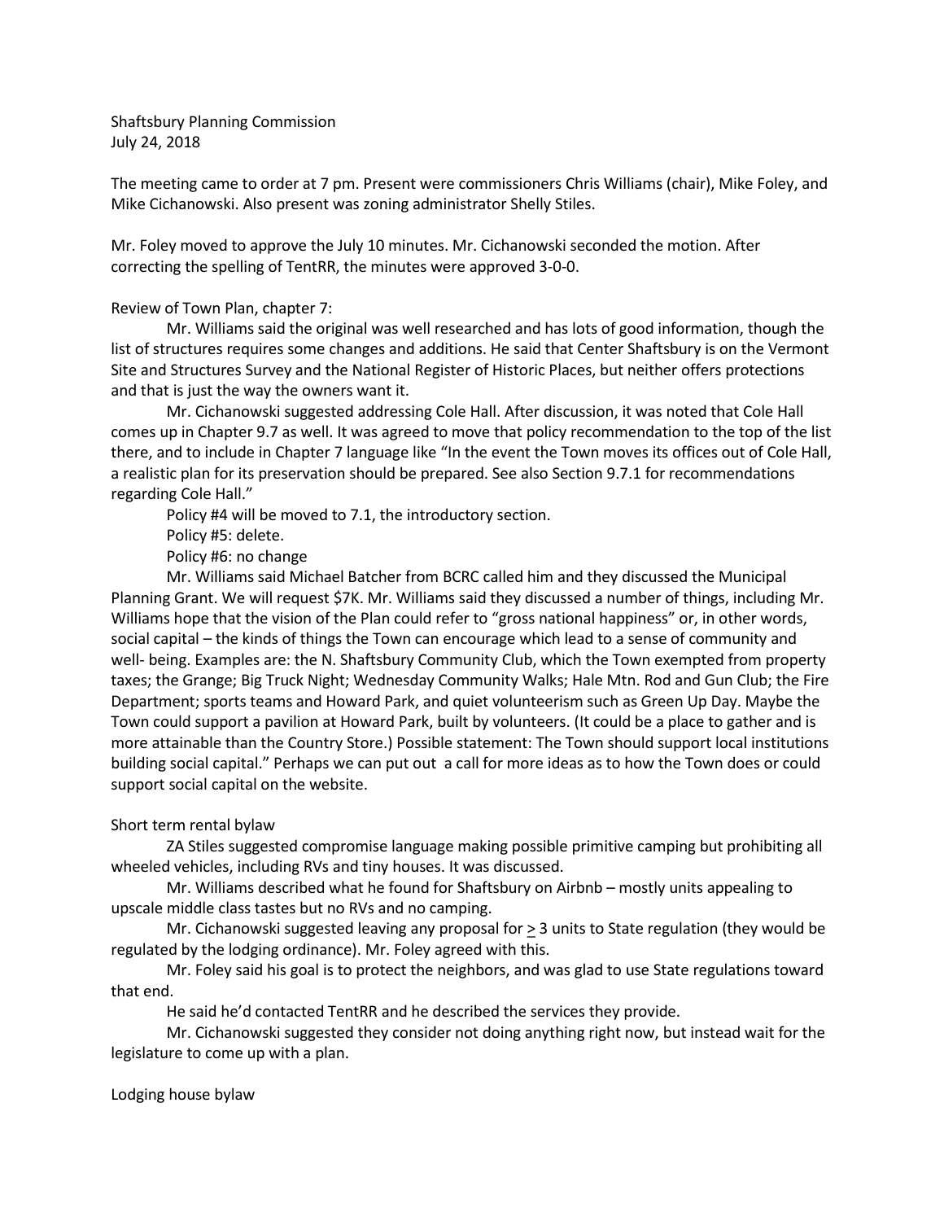Shaftsbury Planning Commission
July 24, 2018

The meeting came to order at 7 pm. Present were commissioners Chris Williams (chair), Mike Foley, and Mike Cichanowski. Also present was zoning administrator Shelly Stiles.

Mr. Foley moved to approve the July 10 minutes. Mr. Cichanowski seconded the motion. After correcting the spelling of TentRR, the minutes were approved 3-0-0.

Review of Town Plan, chapter 7:

Mr. Williams said the original was well researched and has lots of good information, though the list of structures requires some changes and additions. He said that Center Shaftsbury is on the Vermont Site and Structures Survey and the National Register of Historic Places, but neither offers protections and that is just the way the owners want it.

Mr. Cichanowski suggested addressing Cole Hall. After discussion, it was noted that Cole Hall comes up in Chapter 9.7 as well. It was agreed to move that policy recommendation to the top of the list there, and to include in Chapter 7 language like "In the event the Town moves its offices out of Cole Hall, a realistic plan for its preservation should be prepared. See also Section 9.7.1 for recommendations regarding Cole Hall."

Policy #4 will be moved to 7.1, the introductory section.

Policy #5: delete.

Policy #6: no change

Mr. Williams said Michael Batcher from BCRC called him and they discussed the Municipal Planning Grant. We will request $7K. Mr. Williams said they discussed a number of things, including Mr. Williams hope that the vision of the Plan could refer to "gross national happiness" or, in other words, social capital – the kinds of things the Town can encourage which lead to a sense of community and well- being. Examples are: the N. Shaftsbury Community Club, which the Town exempted from property taxes; the Grange; Big Truck Night; Wednesday Community Walks; Hale Mtn. Rod and Gun Club; the Fire Department; sports teams and Howard Park, and quiet volunteerism such as Green Up Day. Maybe the Town could support a pavilion at Howard Park, built by volunteers. (It could be a place to gather and is more attainable than the Country Store.) Possible statement: The Town should support local institutions building social capital." Perhaps we can put out a call for more ideas as to how the Town does or could support social capital on the website.

Short term rental bylaw

ZA Stiles suggested compromise language making possible primitive camping but prohibiting all wheeled vehicles, including RVs and tiny houses. It was discussed.

Mr. Williams described what he found for Shaftsbury on Airbnb – mostly units appealing to upscale middle class tastes but no RVs and no camping.

Mr. Cichanowski suggested leaving any proposal for ≥ 3 units to State regulation (they would be regulated by the lodging ordinance). Mr. Foley agreed with this.

Mr. Foley said his goal is to protect the neighbors, and was glad to use State regulations toward that end.

He said he'd contacted TentRR and he described the services they provide.

Mr. Cichanowski suggested they consider not doing anything right now, but instead wait for the legislature to come up with a plan.

Lodging house bylaw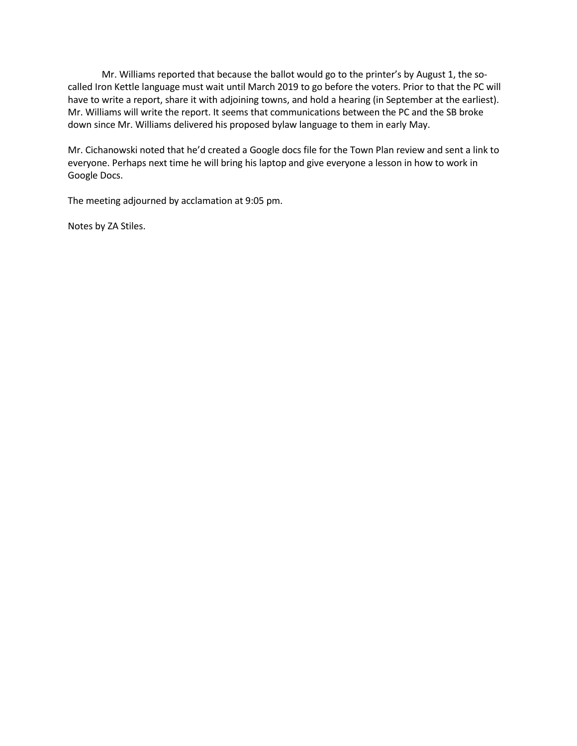Mr. Williams reported that because the ballot would go to the printer's by August 1, the so-called Iron Kettle language must wait until March 2019 to go before the voters. Prior to that the PC will have to write a report, share it with adjoining towns, and hold a hearing (in September at the earliest). Mr. Williams will write the report. It seems that communications between the PC and the SB broke down since Mr. Williams delivered his proposed bylaw language to them in early May.

Mr. Cichanowski noted that he'd created a Google docs file for the Town Plan review and sent a link to everyone. Perhaps next time he will bring his laptop and give everyone a lesson in how to work in Google Docs.

The meeting adjourned by acclamation at 9:05 pm.

Notes by ZA Stiles.